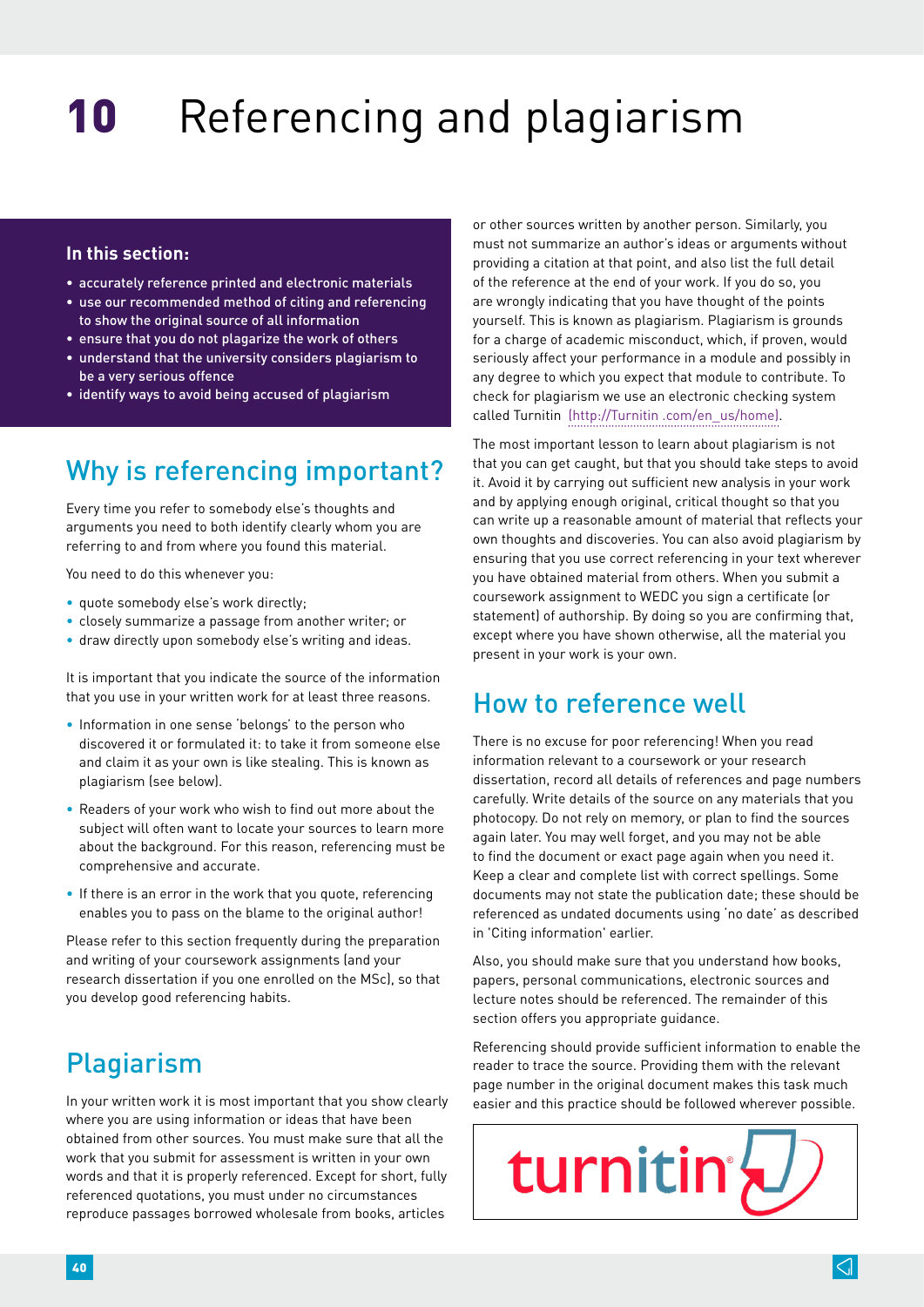# 10 Referencing and plagiarism

**In this section:**

- accurately reference printed and electronic materials
- use our recommended method of citing and referencing to show the original source of all information
- ensure that you do not plagarize the work of others
- understand that the university considers plagiarism to be a very serious offence
- identify ways to avoid being accused of plagiarism

## Why is referencing important?

Every time you refer to somebody else's thoughts and arguments you need to both identify clearly whom you are referring to and from where you found this material.

You need to do this whenever you:

- quote somebody else's work directly;
- closely summarize a passage from another writer; or
- draw directly upon somebody else's writing and ideas.

It is important that you indicate the source of the information that you use in your written work for at least three reasons.

- Information in one sense 'belongs' to the person who discovered it or formulated it: to take it from someone else and claim it as your own is like stealing. This is known as plagiarism (see below).
- Readers of your work who wish to find out more about the subject will often want to locate your sources to learn more about the background. For this reason, referencing must be comprehensive and accurate.
- If there is an error in the work that you quote, referencing enables you to pass on the blame to the original author!

Please refer to this section frequently during the preparation and writing of your coursework assignments (and your research dissertation if you one enrolled on the MSc), so that you develop good referencing habits.

## Plagiarism

In your written work it is most important that you show clearly where you are using information or ideas that have been obtained from other sources. You must make sure that all the work that you submit for assessment is written in your own words and that it is properly referenced. Except for short, fully referenced quotations, you must under no circumstances reproduce passages borrowed wholesale from books, articles or other sources written by another person. Similarly, you must not summarize an author's ideas or arguments without providing a citation at that point, and also list the full detail of the reference at the end of your work. If you do so, you are wrongly indicating that you have thought of the points yourself. This is known as plagiarism. Plagiarism is grounds for a charge of academic misconduct, which, if proven, would seriously affect your performance in a module and possibly in any degree to which you expect that module to contribute. To check for plagiarism we use an electronic checking system called Turnitin (http://Turnitin .com/en_us/home).

The most important lesson to learn about plagiarism is not that you can get caught, but that you should take steps to avoid it. Avoid it by carrying out sufficient new analysis in your work and by applying enough original, critical thought so that you can write up a reasonable amount of material that reflects your own thoughts and discoveries. You can also avoid plagiarism by ensuring that you use correct referencing in your text wherever you have obtained material from others. When you submit a coursework assignment to WEDC you sign a certificate (or statement) of authorship. By doing so you are confirming that, except where you have shown otherwise, all the material you present in your work is your own.

## How to reference well

There is no excuse for poor referencing! When you read information relevant to a coursework or your research dissertation, record all details of references and page numbers carefully. Write details of the source on any materials that you photocopy. Do not rely on memory, or plan to find the sources again later. You may well forget, and you may not be able to find the document or exact page again when you need it. Keep a clear and complete list with correct spellings. Some documents may not state the publication date; these should be referenced as undated documents using 'no date' as described in 'Citing information' earlier.

Also, you should make sure that you understand how books, papers, personal communications, electronic sources and lecture notes should be referenced. The remainder of this section offers you appropriate guidance.

Referencing should provide sufficient information to enable the reader to trace the source. Providing them with the relevant page number in the original document makes this task much easier and this practice should be followed wherever possible.

turnitin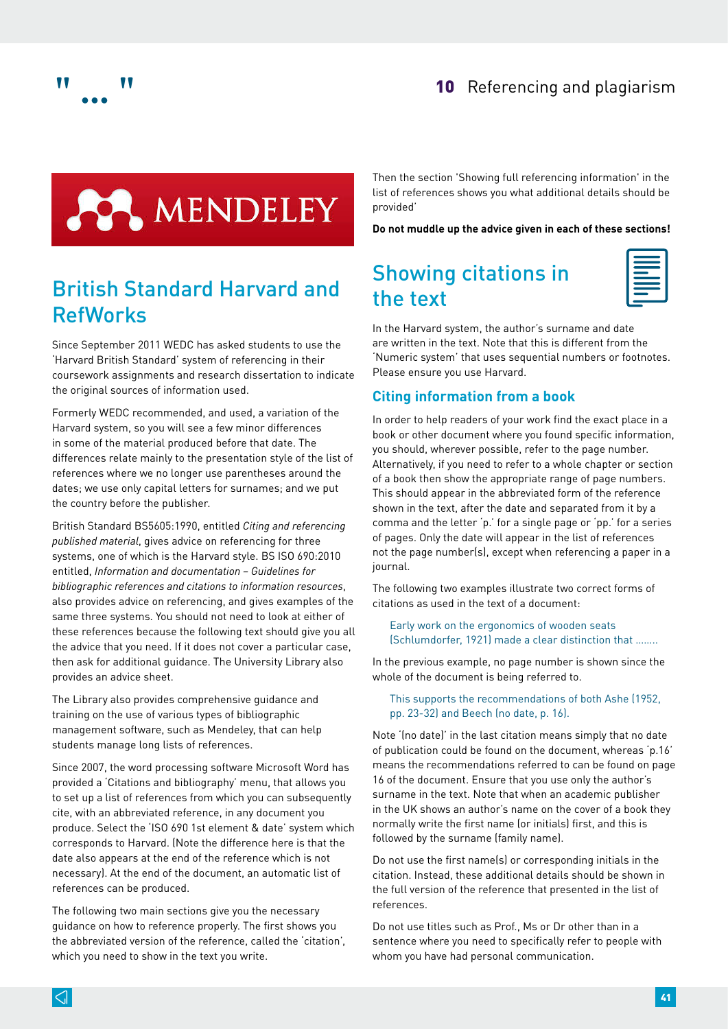## British Standard Harvard and RefWorks

Since September 2011 WEDC has asked students to use the 'Harvard British Standard' system of referencing in their coursework assignments and research dissertation to indicate the original sources of information used.

Formerly WEDC recommended, and used, a variation of the Harvard system, so you will see a few minor differences in some of the material produced before that date. The differences relate mainly to the presentation style of the list of references where we no longer use parentheses around the dates; we use only capital letters for surnames; and we put the country before the publisher.

British Standard BS5605:1990, entitled *Citing and referencing published material*, gives advice on referencing for three systems, one of which is the Harvard style. BS ISO 690:2010 entitled, *Information and documentation – Guidelines for bibliographic references and citations to information resources*, also provides advice on referencing, and gives examples of the same three systems. You should not need to look at either of these references because the following text should give you all the advice that you need. If it does not cover a particular case, then ask for additional guidance. The University Library also provides an advice sheet.

The Library also provides comprehensive guidance and training on the use of various types of bibliographic management software, such as Mendeley, that can help students manage long lists of references.

Since 2007, the word processing software Microsoft Word has provided a 'Citations and bibliography' menu, that allows you to set up a list of references from which you can subsequently cite, with an abbreviated reference, in any document you produce. Select the 'ISO 690 1st element & date' system which corresponds to Harvard. (Note the difference here is that the date also appears at the end of the reference which is not necessary). At the end of the document, an automatic list of references can be produced.

The following two main sections give you the necessary guidance on how to reference properly. The first shows you the abbreviated version of the reference, called the 'citation', which you need to show in the text you write.

Then the section 'Showing full referencing information' in the list of references shows you what additional details should be provided'

**Do not muddle up the advice given in each of these sections!**

## Showing citations in the text

In the Harvard system, the author's surname and date are written in the text. Note that this is different from the 'Numeric system' that uses sequential numbers or footnotes. Please ensure you use Harvard.

### Citing information from a book

In order to help readers of your work find the exact place in a book or other document where you found specific information, you should, wherever possible, refer to the page number. Alternatively, if you need to refer to a whole chapter or section of a book then show the appropriate range of page numbers. This should appear in the abbreviated form of the reference shown in the text, after the date and separated from it by a comma and the letter 'p.' for a single page or 'pp.' for a series of pages. Only the date will appear in the list of references not the page number(s), except when referencing a paper in a journal.

The following two examples illustrate two correct forms of citations as used in the text of a document:

> Early work on the ergonomics of wooden seats (Schlumdorfer, 1921) made a clear distinction that ........

In the previous example, no page number is shown since the whole of the document is being referred to.

> This supports the recommendations of both Ashe (1952, pp. 23-32) and Beech (no date, p. 16).

Note '(no date)' in the last citation means simply that no date of publication could be found on the document, whereas 'p.16' means the recommendations referred to can be found on page 16 of the document. Ensure that you use only the author's surname in the text. Note that when an academic publisher in the UK shows an author's name on the cover of a book they normally write the first name (or initials) first, and this is followed by the surname (family name).

Do not use the first name(s) or corresponding initials in the citation. Instead, these additional details should be shown in the full version of the reference that presented in the list of references.

Do not use titles such as Prof., Ms or Dr other than in a sentence where you need to specifically refer to people with whom you have had personal communication.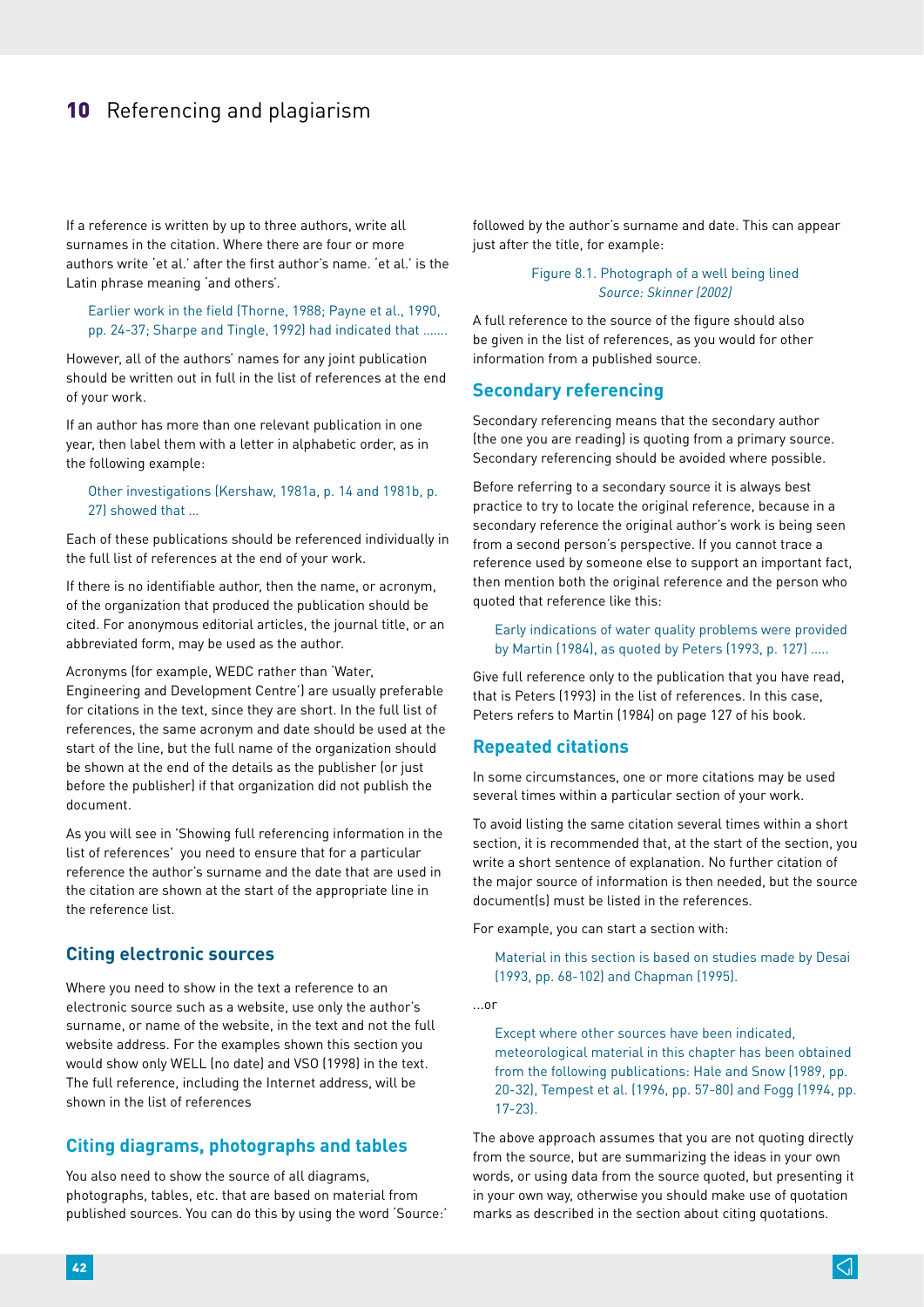If a reference is written by up to three authors, write all surnames in the citation. Where there are four or more authors write 'et al.' after the first author's name. 'et al.' is the Latin phrase meaning 'and others'.

> Earlier work in the field (Thorne, 1988; Payne et al., 1990, pp. 24-37; Sharpe and Tingle, 1992) had indicated that .......

However, all of the authors' names for any joint publication should be written out in full in the list of references at the end of your work.

If an author has more than one relevant publication in one year, then label them with a letter in alphabetic order, as in the following example:

> Other investigations (Kershaw, 1981a, p. 14 and 1981b, p. 27) showed that ...

Each of these publications should be referenced individually in the full list of references at the end of your work.

If there is no identifiable author, then the name, or acronym, of the organization that produced the publication should be cited. For anonymous editorial articles, the journal title, or an abbreviated form, may be used as the author.

Acronyms (for example, WEDC rather than 'Water, Engineering and Development Centre') are usually preferable for citations in the text, since they are short. In the full list of references, the same acronym and date should be used at the start of the line, but the full name of the organization should be shown at the end of the details as the publisher (or just before the publisher) if that organization did not publish the document.

As you will see in 'Showing full referencing information in the list of references' you need to ensure that for a particular reference the author's surname and the date that are used in the citation are shown at the start of the appropriate line in the reference list.

### Citing electronic sources

Where you need to show in the text a reference to an electronic source such as a website, use only the author's surname, or name of the website, in the text and not the full website address. For the examples shown this section you would show only WELL (no date) and VSO (1998) in the text. The full reference, including the Internet address, will be shown in the list of references

### Citing diagrams, photographs and tables

You also need to show the source of all diagrams, photographs, tables, etc. that are based on material from published sources. You can do this by using the word 'Source:' followed by the author's surname and date. This can appear just after the title, for example:

> Figure 8.1. Photograph of a well being lined
> *Source: Skinner (2002)*

A full reference to the source of the figure should also be given in the list of references, as you would for other information from a published source.

### Secondary referencing

Secondary referencing means that the secondary author (the one you are reading) is quoting from a primary source. Secondary referencing should be avoided where possible.

Before referring to a secondary source it is always best practice to try to locate the original reference, because in a secondary reference the original author's work is being seen from a second person's perspective. If you cannot trace a reference used by someone else to support an important fact, then mention both the original reference and the person who quoted that reference like this:

> Early indications of water quality problems were provided by Martin (1984), as quoted by Peters (1993, p. 127) .....

Give full reference only to the publication that you have read, that is Peters (1993) in the list of references. In this case, Peters refers to Martin (1984) on page 127 of his book.

### Repeated citations

In some circumstances, one or more citations may be used several times within a particular section of your work.

To avoid listing the same citation several times within a short section, it is recommended that, at the start of the section, you write a short sentence of explanation. No further citation of the major source of information is then needed, but the source document(s) must be listed in the references.

For example, you can start a section with:

> Material in this section is based on studies made by Desai (1993, pp. 68-102) and Chapman (1995).

...or

> Except where other sources have been indicated, meteorological material in this chapter has been obtained from the following publications: Hale and Snow (1989, pp. 20-32), Tempest et al. (1996, pp. 57-80) and Fogg (1994, pp. 17-23).

The above approach assumes that you are not quoting directly from the source, but are summarizing the ideas in your own words, or using data from the source quoted, but presenting it in your own way, otherwise you should make use of quotation marks as described in the section about citing quotations.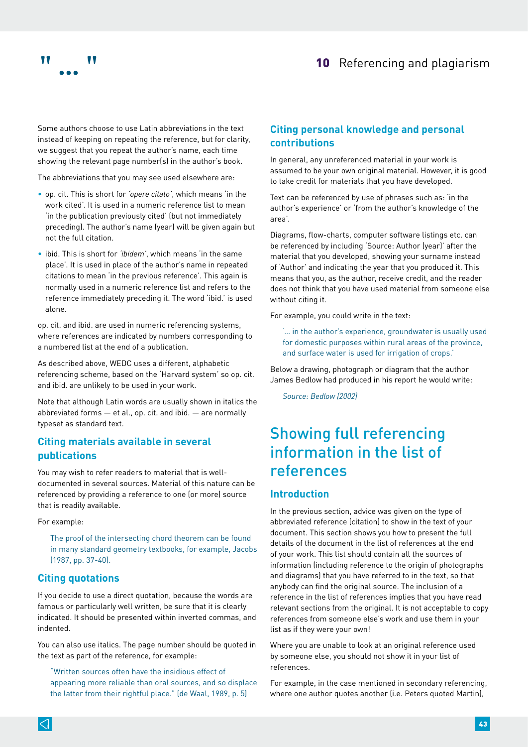Some authors choose to use Latin abbreviations in the text instead of keeping on repeating the reference, but for clarity, we suggest that you repeat the author's name, each time showing the relevant page number(s) in the author's book.

The abbreviations that you may see used elsewhere are:

- op. cit. This is short for *'opere citato'*, which means 'in the work cited'. It is used in a numeric reference list to mean 'in the publication previously cited' (but not immediately preceding). The author's name (year) will be given again but not the full citation.
- ibid. This is short for *'ibidem'*, which means 'in the same place'. It is used in place of the author's name in repeated citations to mean 'in the previous reference'. This again is normally used in a numeric reference list and refers to the reference immediately preceding it. The word 'ibid.' is used alone.

op. cit. and ibid. are used in numeric referencing systems, where references are indicated by numbers corresponding to a numbered list at the end of a publication.

As described above, WEDC uses a different, alphabetic referencing scheme, based on the 'Harvard system' so op. cit. and ibid. are unlikely to be used in your work.

Note that although Latin words are usually shown in italics the abbreviated forms — et al., op. cit. and ibid. — are normally typeset as standard text.

### Citing materials available in several publications

You may wish to refer readers to material that is well-documented in several sources. Material of this nature can be referenced by providing a reference to one (or more) source that is readily available.

For example:

> The proof of the intersecting chord theorem can be found in many standard geometry textbooks, for example, Jacobs (1987, pp. 37-40).

### Citing quotations

If you decide to use a direct quotation, because the words are famous or particularly well written, be sure that it is clearly indicated. It should be presented within inverted commas, and indented.

You can also use italics. The page number should be quoted in the text as part of the reference, for example:

> "Written sources often have the insidious effect of appearing more reliable than oral sources, and so displace the latter from their rightful place." (de Waal, 1989, p. 5)

### Citing personal knowledge and personal contributions

In general, any unreferenced material in your work is assumed to be your own original material. However, it is good to take credit for materials that you have developed.

Text can be referenced by use of phrases such as: 'in the author's experience' or 'from the author's knowledge of the area'.

Diagrams, flow-charts, computer software listings etc. can be referenced by including 'Source: Author (year)' after the material that you developed, showing your surname instead of 'Author' and indicating the year that you produced it. This means that you, as the author, receive credit, and the reader does not think that you have used material from someone else without citing it.

For example, you could write in the text:

> '... in the author's experience, groundwater is usually used for domestic purposes within rural areas of the province, and surface water is used for irrigation of crops.'

Below a drawing, photograph or diagram that the author James Bedlow had produced in his report he would write:

> *Source: Bedlow (2002)*

## Showing full referencing information in the list of references

### Introduction

In the previous section, advice was given on the type of abbreviated reference (citation) to show in the text of your document. This section shows you how to present the full details of the document in the list of references at the end of your work. This list should contain all the sources of information (including reference to the origin of photographs and diagrams) that you have referred to in the text, so that anybody can find the original source. The inclusion of a reference in the list of references implies that you have read relevant sections from the original. It is not acceptable to copy references from someone else's work and use them in your list as if they were your own!

Where you are unable to look at an original reference used by someone else, you should not show it in your list of references.

For example, in the case mentioned in secondary referencing, where one author quotes another (i.e. Peters quoted Martin),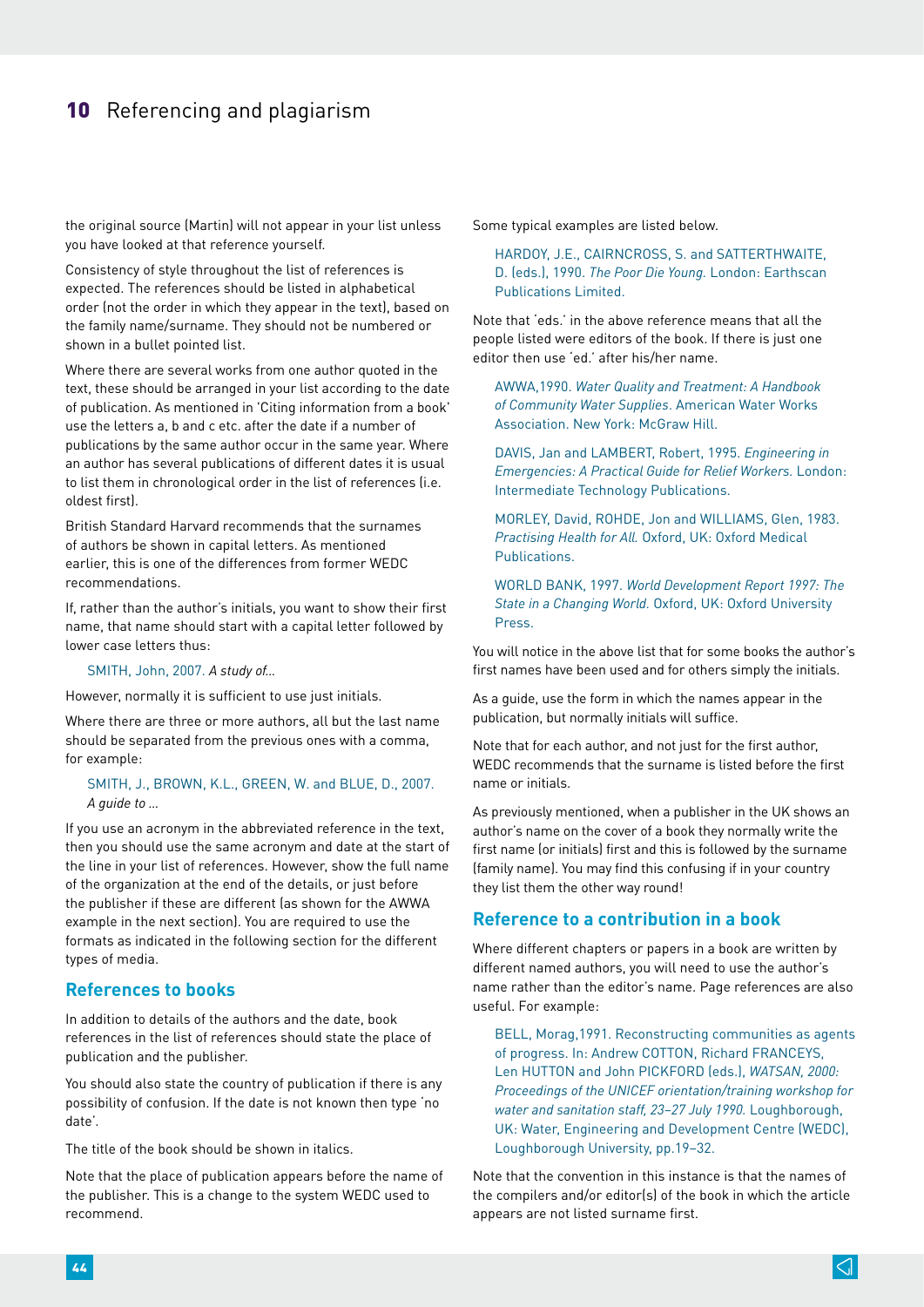the original source (Martin) will not appear in your list unless you have looked at that reference yourself.

Consistency of style throughout the list of references is expected. The references should be listed in alphabetical order (not the order in which they appear in the text), based on the family name/surname. They should not be numbered or shown in a bullet pointed list.

Where there are several works from one author quoted in the text, these should be arranged in your list according to the date of publication. As mentioned in 'Citing information from a book' use the letters a, b and c etc. after the date if a number of publications by the same author occur in the same year. Where an author has several publications of different dates it is usual to list them in chronological order in the list of references (i.e. oldest first).

British Standard Harvard recommends that the surnames of authors be shown in capital letters. As mentioned earlier, this is one of the differences from former WEDC recommendations.

If, rather than the author's initials, you want to show their first name, that name should start with a capital letter followed by lower case letters thus:

> SMITH, John, 2007. *A study of...*

However, normally it is sufficient to use just initials.

Where there are three or more authors, all but the last name should be separated from the previous ones with a comma, for example:

> SMITH, J., BROWN, K.L., GREEN, W. and BLUE, D., 2007. *A guide to ...*

If you use an acronym in the abbreviated reference in the text, then you should use the same acronym and date at the start of the line in your list of references. However, show the full name of the organization at the end of the details, or just before the publisher if these are different (as shown for the AWWA example in the next section). You are required to use the formats as indicated in the following section for the different types of media.

## References to books

In addition to details of the authors and the date, book references in the list of references should state the place of publication and the publisher.

You should also state the country of publication if there is any possibility of confusion. If the date is not known then type 'no date'.

The title of the book should be shown in italics.

Note that the place of publication appears before the name of the publisher. This is a change to the system WEDC used to recommend.

Some typical examples are listed below.

> HARDOY, J.E., CAIRNCROSS, S. and SATTERTHWAITE, D. (eds.), 1990. *The Poor Die Young.* London: Earthscan Publications Limited.

Note that 'eds.' in the above reference means that all the people listed were editors of the book. If there is just one editor then use 'ed.' after his/her name.

> AWWA,1990. *Water Quality and Treatment: A Handbook of Community Water Supplies*. American Water Works Association. New York: McGraw Hill.

> DAVIS, Jan and LAMBERT, Robert, 1995. *Engineering in Emergencies: A Practical Guide for Relief Workers.* London: Intermediate Technology Publications.

> MORLEY, David, ROHDE, Jon and WILLIAMS, Glen, 1983. *Practising Health for All.* Oxford, UK: Oxford Medical Publications.

> WORLD BANK, 1997. *World Development Report 1997: The State in a Changing World.* Oxford, UK: Oxford University Press.

You will notice in the above list that for some books the author's first names have been used and for others simply the initials.

As a guide, use the form in which the names appear in the publication, but normally initials will suffice.

Note that for each author, and not just for the first author, WEDC recommends that the surname is listed before the first name or initials.

As previously mentioned, when a publisher in the UK shows an author's name on the cover of a book they normally write the first name (or initials) first and this is followed by the surname (family name). You may find this confusing if in your country they list them the other way round!

## Reference to a contribution in a book

Where different chapters or papers in a book are written by different named authors, you will need to use the author's name rather than the editor's name. Page references are also useful. For example:

> BELL, Morag,1991. Reconstructing communities as agents of progress. In: Andrew COTTON, Richard FRANCEYS, Len HUTTON and John PICKFORD (eds.), *WATSAN, 2000: Proceedings of the UNICEF orientation/training workshop for water and sanitation staff, 23–27 July 1990.* Loughborough, UK: Water, Engineering and Development Centre (WEDC), Loughborough University, pp.19–32.

Note that the convention in this instance is that the names of the compilers and/or editor(s) of the book in which the article appears are not listed surname first.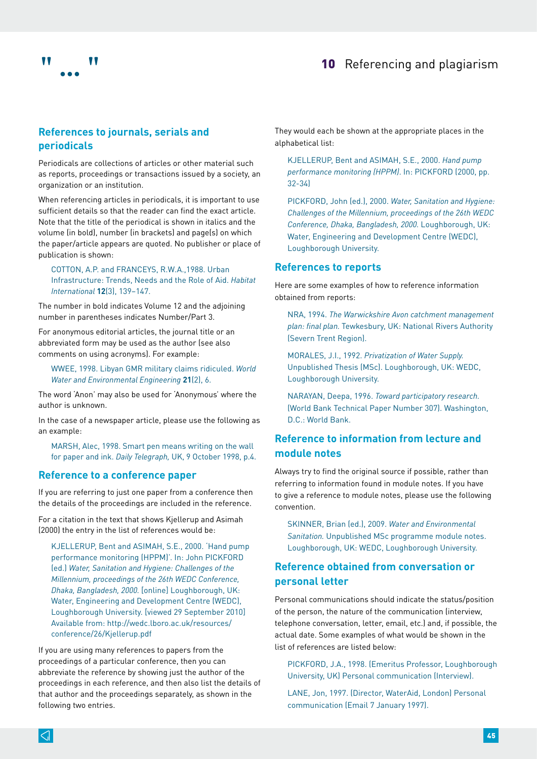## References to journals, serials and periodicals

Periodicals are collections of articles or other material such as reports, proceedings or transactions issued by a society, an organization or an institution.

When referencing articles in periodicals, it is important to use sufficient details so that the reader can find the exact article. Note that the title of the periodical is shown in italics and the volume (in bold), number (in brackets) and page(s) on which the paper/article appears are quoted. No publisher or place of publication is shown:

> COTTON, A.P. and FRANCEYS, R.W.A.,1988. Urban Infrastructure: Trends, Needs and the Role of Aid. *Habitat International* **12**(3), 139–147.

The number in bold indicates Volume 12 and the adjoining number in parentheses indicates Number/Part 3.

For anonymous editorial articles, the journal title or an abbreviated form may be used as the author (see also comments on using acronyms). For example:

> WWEE, 1998. Libyan GMR military claims ridiculed. *World Water and Environmental Engineering* **21**(2), 6.

The word 'Anon' may also be used for 'Anonymous' where the author is unknown.

In the case of a newspaper article, please use the following as an example:

> MARSH, Alec, 1998. Smart pen means writing on the wall for paper and ink. *Daily Telegraph,* UK, 9 October 1998, p.4.

## Reference to a conference paper

If you are referring to just one paper from a conference then the details of the proceedings are included in the reference.

For a citation in the text that shows Kjellerup and Asimah (2000) the entry in the list of references would be:

> KJELLERUP, Bent and ASIMAH, S.E., 2000. 'Hand pump performance monitoring (HPPM)'. In: John PICKFORD (ed.) *Water, Sanitation and Hygiene: Challenges of the Millennium, proceedings of the 26th WEDC Conference, Dhaka, Bangladesh, 2000.* [online] Loughborough, UK: Water, Engineering and Development Centre (WEDC), Loughborough University. [viewed 29 September 2010] Available from: http://wedc.lboro.ac.uk/resources/conference/26/Kjellerup.pdf

If you are using many references to papers from the proceedings of a particular conference, then you can abbreviate the reference by showing just the author of the proceedings in each reference, and then also list the details of that author and the proceedings separately, as shown in the following two entries.

They would each be shown at the appropriate places in the alphabetical list:

> KJELLERUP, Bent and ASIMAH, S.E., 2000. *Hand pump performance monitoring (HPPM).* In: PICKFORD (2000, pp. 32-34)

> PICKFORD, John (ed.), 2000. *Water, Sanitation and Hygiene: Challenges of the Millennium, proceedings of the 26th WEDC Conference, Dhaka, Bangladesh, 2000.* Loughborough, UK: Water, Engineering and Development Centre (WEDC), Loughborough University.

## References to reports

Here are some examples of how to reference information obtained from reports:

> NRA, 1994. *The Warwickshire Avon catchment management plan: final plan.* Tewkesbury, UK: National Rivers Authority (Severn Trent Region).

> MORALES, J.I., 1992. *Privatization of Water Supply.* Unpublished Thesis (MSc). Loughborough, UK: WEDC, Loughborough University.

> NARAYAN, Deepa, 1996. *Toward participatory research.* (World Bank Technical Paper Number 307). Washington, D.C.: World Bank.

## Reference to information from lecture and module notes

Always try to find the original source if possible, rather than referring to information found in module notes. If you have to give a reference to module notes, please use the following convention.

> SKINNER, Brian (ed.), 2009. *Water and Environmental Sanitation.* Unpublished MSc programme module notes. Loughborough, UK: WEDC, Loughborough University.

## Reference obtained from conversation or personal letter

Personal communications should indicate the status/position of the person, the nature of the communication (interview, telephone conversation, letter, email, etc.) and, if possible, the actual date. Some examples of what would be shown in the list of references are listed below:

> PICKFORD, J.A., 1998. (Emeritus Professor, Loughborough University, UK) Personal communication (Interview).

> LANE, Jon, 1997. (Director, WaterAid, London) Personal communication (Email 7 January 1997).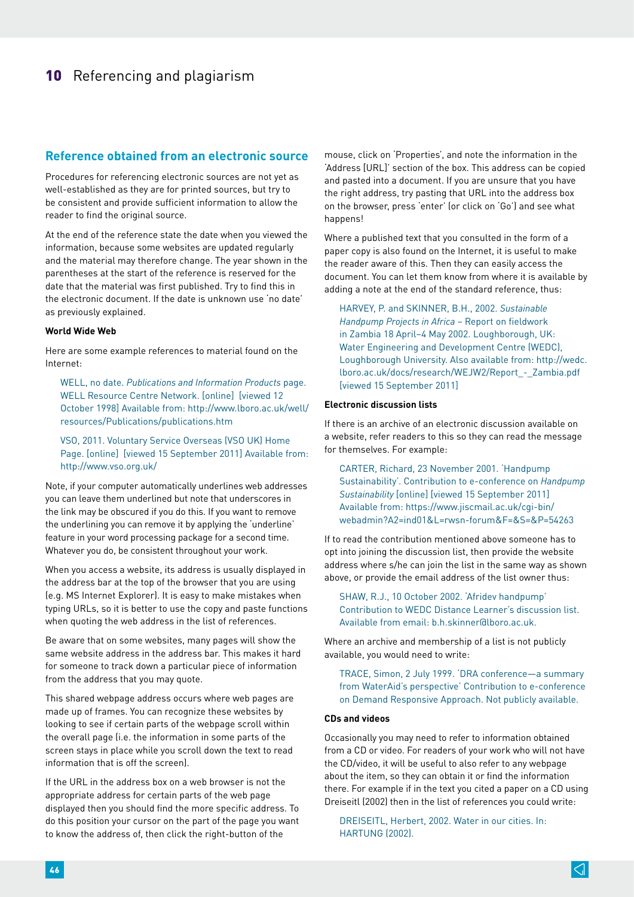## Reference obtained from an electronic source

Procedures for referencing electronic sources are not yet as well-established as they are for printed sources, but try to be consistent and provide sufficient information to allow the reader to find the original source.

At the end of the reference state the date when you viewed the information, because some websites are updated regularly and the material may therefore change. The year shown in the parentheses at the start of the reference is reserved for the date that the material was first published. Try to find this in the electronic document. If the date is unknown use 'no date' as previously explained.

**World Wide Web**

Here are some example references to material found on the Internet:

> WELL, no date. *Publications and Information Products* page. WELL Resource Centre Network. [online] [viewed 12 October 1998] Available from: http://www.lboro.ac.uk/well/resources/Publications/publications.htm

> VSO, 2011. Voluntary Service Overseas (VSO UK) Home Page. [online] [viewed 15 September 2011] Available from: http://www.vso.org.uk/

Note, if your computer automatically underlines web addresses you can leave them underlined but note that underscores in the link may be obscured if you do this. If you want to remove the underlining you can remove it by applying the 'underline' feature in your word processing package for a second time. Whatever you do, be consistent throughout your work.

When you access a website, its address is usually displayed in the address bar at the top of the browser that you are using (e.g. MS Internet Explorer). It is easy to make mistakes when typing URLs, so it is better to use the copy and paste functions when quoting the web address in the list of references.

Be aware that on some websites, many pages will show the same website address in the address bar. This makes it hard for someone to track down a particular piece of information from the address that you may quote.

This shared webpage address occurs where web pages are made up of frames. You can recognize these websites by looking to see if certain parts of the webpage scroll within the overall page (i.e. the information in some parts of the screen stays in place while you scroll down the text to read information that is off the screen).

If the URL in the address box on a web browser is not the appropriate address for certain parts of the web page displayed then you should find the more specific address. To do this position your cursor on the part of the page you want to know the address of, then click the right-button of the mouse, click on 'Properties', and note the information in the 'Address (URL)' section of the box. This address can be copied and pasted into a document. If you are unsure that you have the right address, try pasting that URL into the address box on the browser, press 'enter' (or click on 'Go') and see what happens!

Where a published text that you consulted in the form of a paper copy is also found on the Internet, it is useful to make the reader aware of this. Then they can easily access the document. You can let them know from where it is available by adding a note at the end of the standard reference, thus:

> HARVEY, P. and SKINNER, B.H., 2002. *Sustainable Handpump Projects in Africa* – Report on fieldwork in Zambia 18 April–4 May 2002. Loughborough, UK: Water Engineering and Development Centre (WEDC), Loughborough University. Also available from: http://wedc.lboro.ac.uk/docs/research/WEJW2/Report_-_Zambia.pdf [viewed 15 September 2011]

**Electronic discussion lists**

If there is an archive of an electronic discussion available on a website, refer readers to this so they can read the message for themselves. For example:

> CARTER, Richard, 23 November 2001. 'Handpump Sustainability'. Contribution to e-conference on *Handpump Sustainability* [online] [viewed 15 September 2011] Available from: https://www.jiscmail.ac.uk/cgi-bin/webadmin?A2=ind01&L=rwsn-forum&F=&S=&P=54263

If to read the contribution mentioned above someone has to opt into joining the discussion list, then provide the website address where s/he can join the list in the same way as shown above, or provide the email address of the list owner thus:

> SHAW, R.J., 10 October 2002. 'Afridev handpump' Contribution to WEDC Distance Learner's discussion list. Available from email: b.h.skinner@lboro.ac.uk.

Where an archive and membership of a list is not publicly available, you would need to write:

> TRACE, Simon, 2 July 1999. 'DRA conference—a summary from WaterAid's perspective' Contribution to e-conference on Demand Responsive Approach. Not publicly available.

**CDs and videos**

Occasionally you may need to refer to information obtained from a CD or video. For readers of your work who will not have the CD/video, it will be useful to also refer to any webpage about the item, so they can obtain it or find the information there. For example if in the text you cited a paper on a CD using Dreiseitl (2002) then in the list of references you could write:

> DREISEITL, Herbert, 2002. Water in our cities. In: HARTUNG (2002).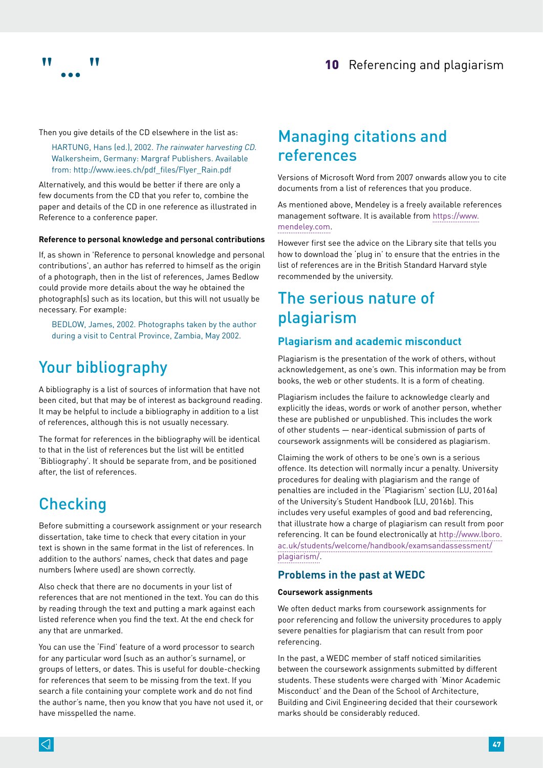Then you give details of the CD elsewhere in the list as:

HARTUNG, Hans (ed.), 2002. *The rainwater harvesting CD*. Walkersheim, Germany: Margraf Publishers. Available from: http://www.iees.ch/pdf_files/Flyer_Rain.pdf

Alternatively, and this would be better if there are only a few documents from the CD that you refer to, combine the paper and details of the CD in one reference as illustrated in Reference to a conference paper.

**Reference to personal knowledge and personal contributions**

If, as shown in 'Reference to personal knowledge and personal contributions', an author has referred to himself as the origin of a photograph, then in the list of references, James Bedlow could provide more details about the way he obtained the photograph(s) such as its location, but this will not usually be necessary. For example:

BEDLOW, James, 2002. Photographs taken by the author during a visit to Central Province, Zambia, May 2002.

## Your bibliography

A bibliography is a list of sources of information that have not been cited, but that may be of interest as background reading. It may be helpful to include a bibliography in addition to a list of references, although this is not usually necessary.

The format for references in the bibliography will be identical to that in the list of references but the list will be entitled 'Bibliography'. It should be separate from, and be positioned after, the list of references.

## Checking

Before submitting a coursework assignment or your research dissertation, take time to check that every citation in your text is shown in the same format in the list of references. In addition to the authors' names, check that dates and page numbers (where used) are shown correctly.

Also check that there are no documents in your list of references that are not mentioned in the text. You can do this by reading through the text and putting a mark against each listed reference when you find the text. At the end check for any that are unmarked.

You can use the 'Find' feature of a word processor to search for any particular word (such as an author's surname), or groups of letters, or dates. This is useful for double-checking for references that seem to be missing from the text. If you search a file containing your complete work and do not find the author's name, then you know that you have not used it, or have misspelled the name.

## Managing citations and references

Versions of Microsoft Word from 2007 onwards allow you to cite documents from a list of references that you produce.

As mentioned above, Mendeley is a freely available references management software. It is available from https://www.mendeley.com.

However first see the advice on the Library site that tells you how to download the 'plug in' to ensure that the entries in the list of references are in the British Standard Harvard style recommended by the university.

## The serious nature of plagiarism

### Plagiarism and academic misconduct

Plagiarism is the presentation of the work of others, without acknowledgement, as one's own. This information may be from books, the web or other students. It is a form of cheating.

Plagiarism includes the failure to acknowledge clearly and explicitly the ideas, words or work of another person, whether these are published or unpublished. This includes the work of other students — near-identical submission of parts of coursework assignments will be considered as plagiarism.

Claiming the work of others to be one's own is a serious offence. Its detection will normally incur a penalty. University procedures for dealing with plagiarism and the range of penalties are included in the 'Plagiarism' section (LU, 2016a) of the University's Student Handbook (LU, 2016b). This includes very useful examples of good and bad referencing, that illustrate how a charge of plagiarism can result from poor referencing. It can be found electronically at http://www.lboro.ac.uk/students/welcome/handbook/examsandassessment/plagiarism/.

### Problems in the past at WEDC

**Coursework assignments**

We often deduct marks from coursework assignments for poor referencing and follow the university procedures to apply severe penalties for plagiarism that can result from poor referencing.

In the past, a WEDC member of staff noticed similarities between the coursework assignments submitted by different students. These students were charged with 'Minor Academic Misconduct' and the Dean of the School of Architecture, Building and Civil Engineering decided that their coursework marks should be considerably reduced.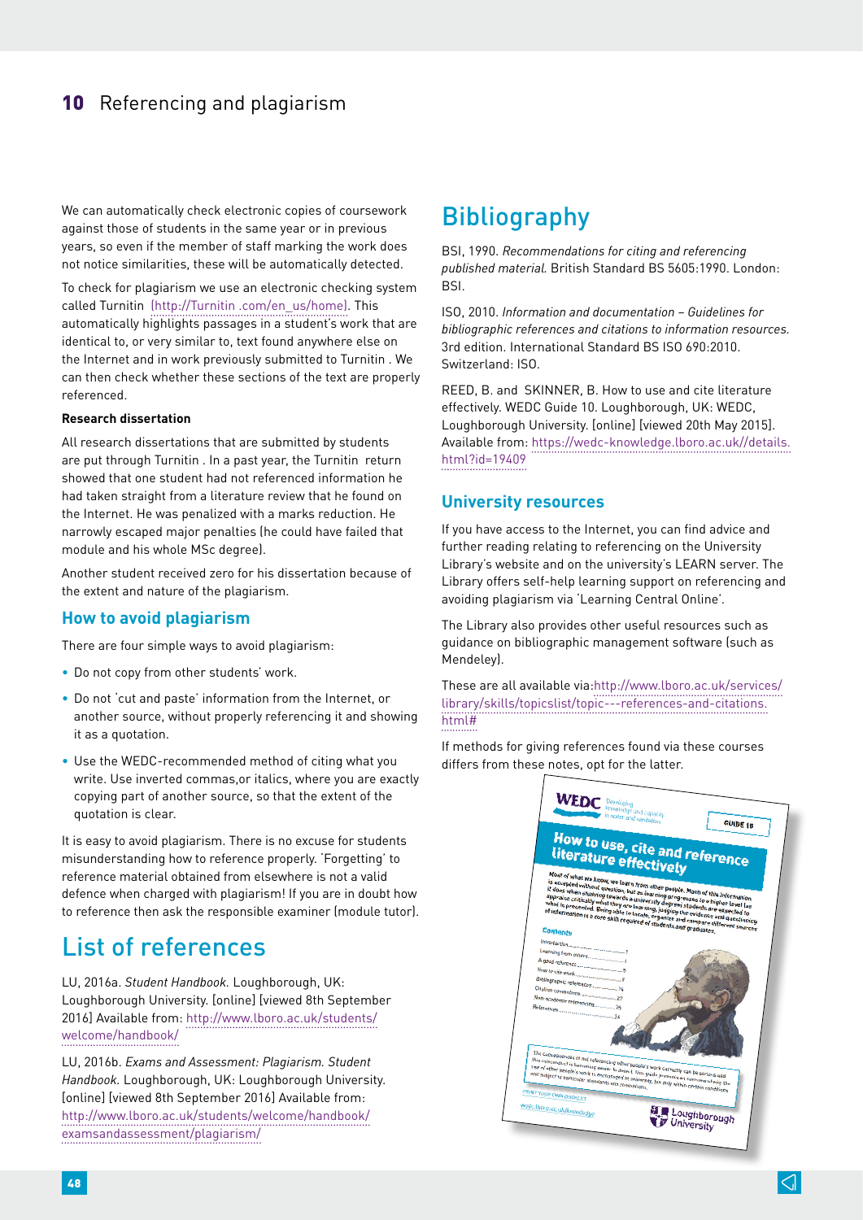We can automatically check electronic copies of coursework against those of students in the same year or in previous years, so even if the member of staff marking the work does not notice similarities, these will be automatically detected.

To check for plagiarism we use an electronic checking system called Turnitin (http://Turnitin .com/en_us/home). This automatically highlights passages in a student's work that are identical to, or very similar to, text found anywhere else on the Internet and in work previously submitted to Turnitin . We can then check whether these sections of the text are properly referenced.

**Research dissertation**

All research dissertations that are submitted by students are put through Turnitin . In a past year, the Turnitin return showed that one student had not referenced information he had taken straight from a literature review that he found on the Internet. He was penalized with a marks reduction. He narrowly escaped major penalties (he could have failed that module and his whole MSc degree).

Another student received zero for his dissertation because of the extent and nature of the plagiarism.

### How to avoid plagiarism

There are four simple ways to avoid plagiarism:

- Do not copy from other students' work.
- Do not 'cut and paste' information from the Internet, or another source, without properly referencing it and showing it as a quotation.
- Use the WEDC-recommended method of citing what you write. Use inverted commas,or italics, where you are exactly copying part of another source, so that the extent of the quotation is clear.

It is easy to avoid plagiarism. There is no excuse for students misunderstanding how to reference properly. 'Forgetting' to reference material obtained from elsewhere is not a valid defence when charged with plagiarism! If you are in doubt how to reference then ask the responsible examiner (module tutor).

## List of references

LU, 2016a. *Student Handbook.* Loughborough, UK: Loughborough University. [online] [viewed 8th September 2016] Available from: http://www.lboro.ac.uk/students/welcome/handbook/

LU, 2016b. *Exams and Assessment: Plagiarism. Student Handbook.* Loughborough, UK: Loughborough University. [online] [viewed 8th September 2016] Available from: http://www.lboro.ac.uk/students/welcome/handbook/examsandassessment/plagiarism/

## Bibliography

BSI, 1990. *Recommendations for citing and referencing published material.* British Standard BS 5605:1990. London: BSI.

ISO, 2010. *Information and documentation – Guidelines for bibliographic references and citations to information resources.* 3rd edition. International Standard BS ISO 690:2010. Switzerland: ISO.

REED, B. and SKINNER, B. How to use and cite literature effectively. WEDC Guide 10. Loughborough, UK: WEDC, Loughborough University. [online] [viewed 20th May 2015]. Available from: https://wedc-knowledge.lboro.ac.uk//details.html?id=19409

### University resources

If you have access to the Internet, you can find advice and further reading relating to referencing on the University Library's website and on the university's LEARN server. The Library offers self-help learning support on referencing and avoiding plagiarism via 'Learning Central Online'.

The Library also provides other useful resources such as guidance on bibliographic management software (such as Mendeley).

These are all available via:http://www.lboro.ac.uk/services/library/skills/topicslist/topic---references-and-citations.html#

If methods for giving references found via these courses differs from these notes, opt for the latter.